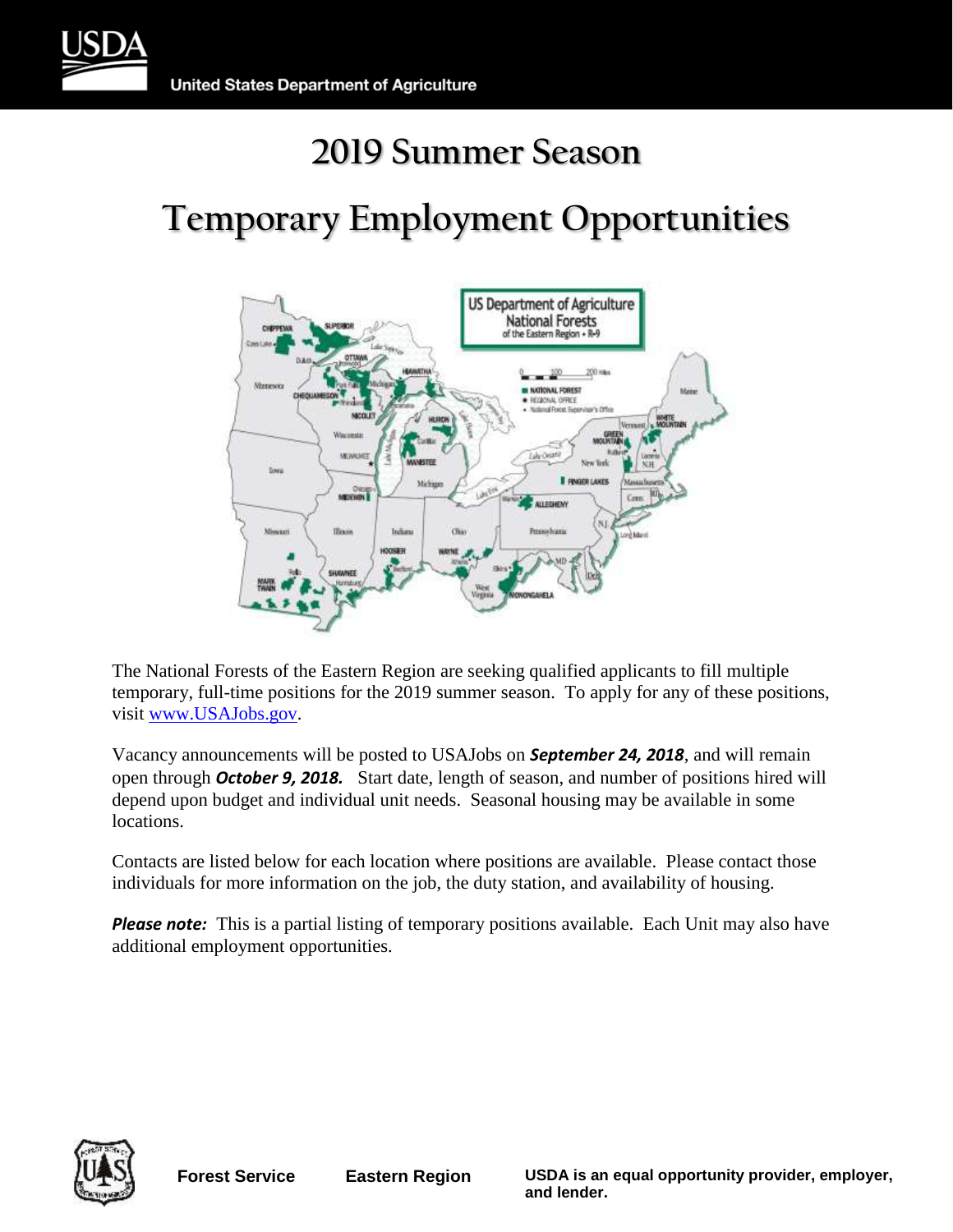# 2019 Summer Season

# Temporary Employment Opportunities

The National Forests of the Eastern Region are seeking qualified applicants to fill multiple temporary, full-time positions for the 2019 summer season. To apply for any of these positions, visit www.USAJobs.gov.

Vacancy announcements will be posted to USAJobs on ***September 24, 2018***, and will remain open through ***October 9, 2018.*** Start date, length of season, and number of positions hired will depend upon budget and individual unit needs. Seasonal housing may be available in some locations.

Contacts are listed below for each location where positions are available. Please contact those individuals for more information on the job, the duty station, and availability of housing.

***Please note:*** This is a partial listing of temporary positions available. Each Unit may also have additional employment opportunities.

**Forest Service** **Eastern Region** **USDA is an equal opportunity provider, employer, and lender.**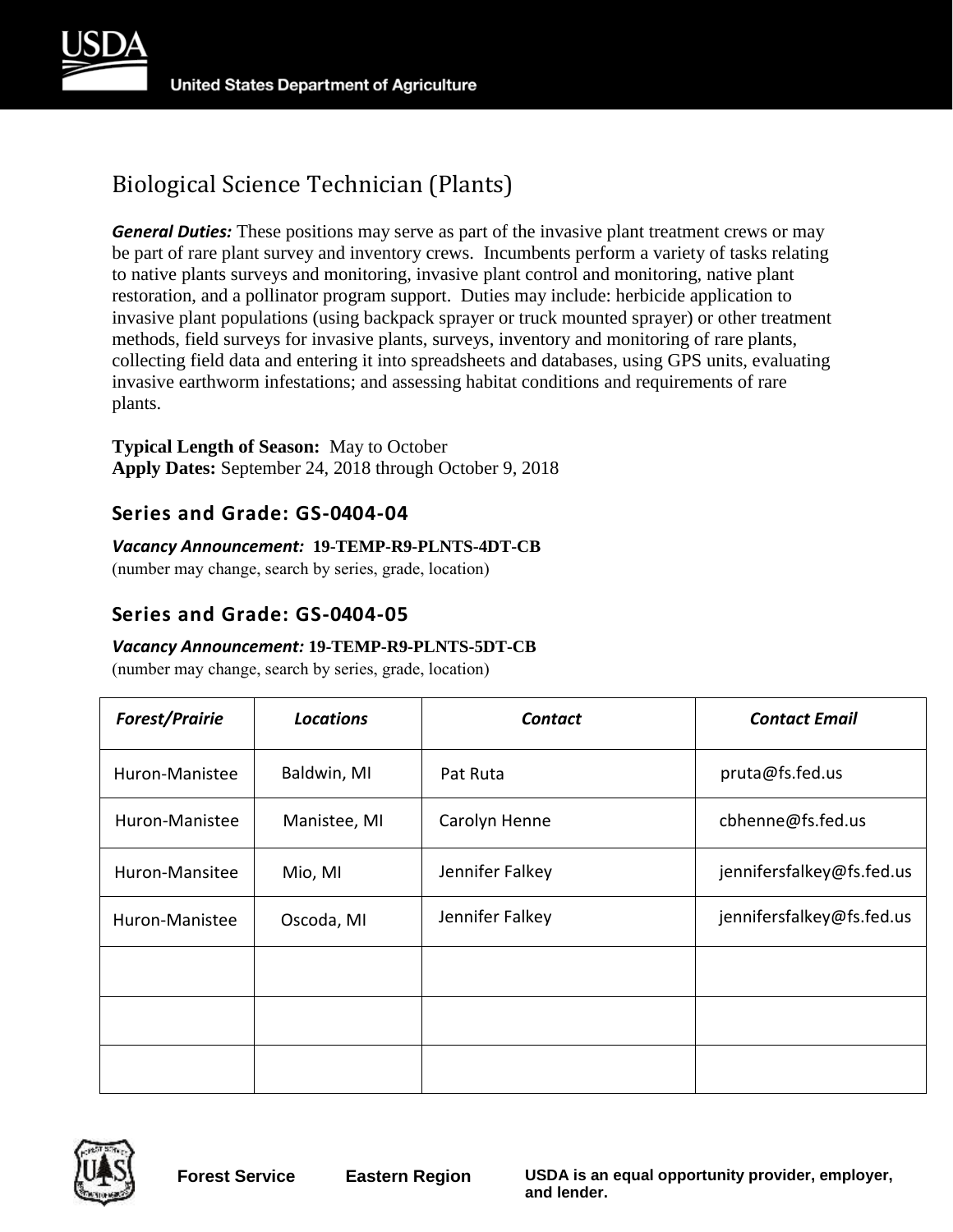# Biological Science Technician (Plants)

***General Duties:*** These positions may serve as part of the invasive plant treatment crews or may be part of rare plant survey and inventory crews. Incumbents perform a variety of tasks relating to native plants surveys and monitoring, invasive plant control and monitoring, native plant restoration, and a pollinator program support. Duties may include: herbicide application to invasive plant populations (using backpack sprayer or truck mounted sprayer) or other treatment methods, field surveys for invasive plants, surveys, inventory and monitoring of rare plants, collecting field data and entering it into spreadsheets and databases, using GPS units, evaluating invasive earthworm infestations; and assessing habitat conditions and requirements of rare plants.

**Typical Length of Season:** May to October
**Apply Dates:** September 24, 2018 through October 9, 2018

## Series and Grade: GS-0404-04

***Vacancy Announcement:*** **19-TEMP-R9-PLNTS-4DT-CB**
(number may change, search by series, grade, location)

## Series and Grade: GS-0404-05

***Vacancy Announcement:*** **19-TEMP-R9-PLNTS-5DT-CB**
(number may change, search by series, grade, location)

| *Forest/Prairie* | *Locations* | *Contact* | *Contact Email* |
|---|---|---|---|
| Huron-Manistee | Baldwin, MI | Pat Ruta | pruta@fs.fed.us |
| Huron-Manistee | Manistee, MI | Carolyn Henne | cbhenne@fs.fed.us |
| Huron-Mansitee | Mio, MI | Jennifer Falkey | jennifersfalkey@fs.fed.us |
| Huron-Manistee | Oscoda, MI | Jennifer Falkey | jennifersfalkey@fs.fed.us |
| | | | |
| | | | |
| | | | |

**Forest Service** **Eastern Region** **USDA is an equal opportunity provider, employer, and lender.**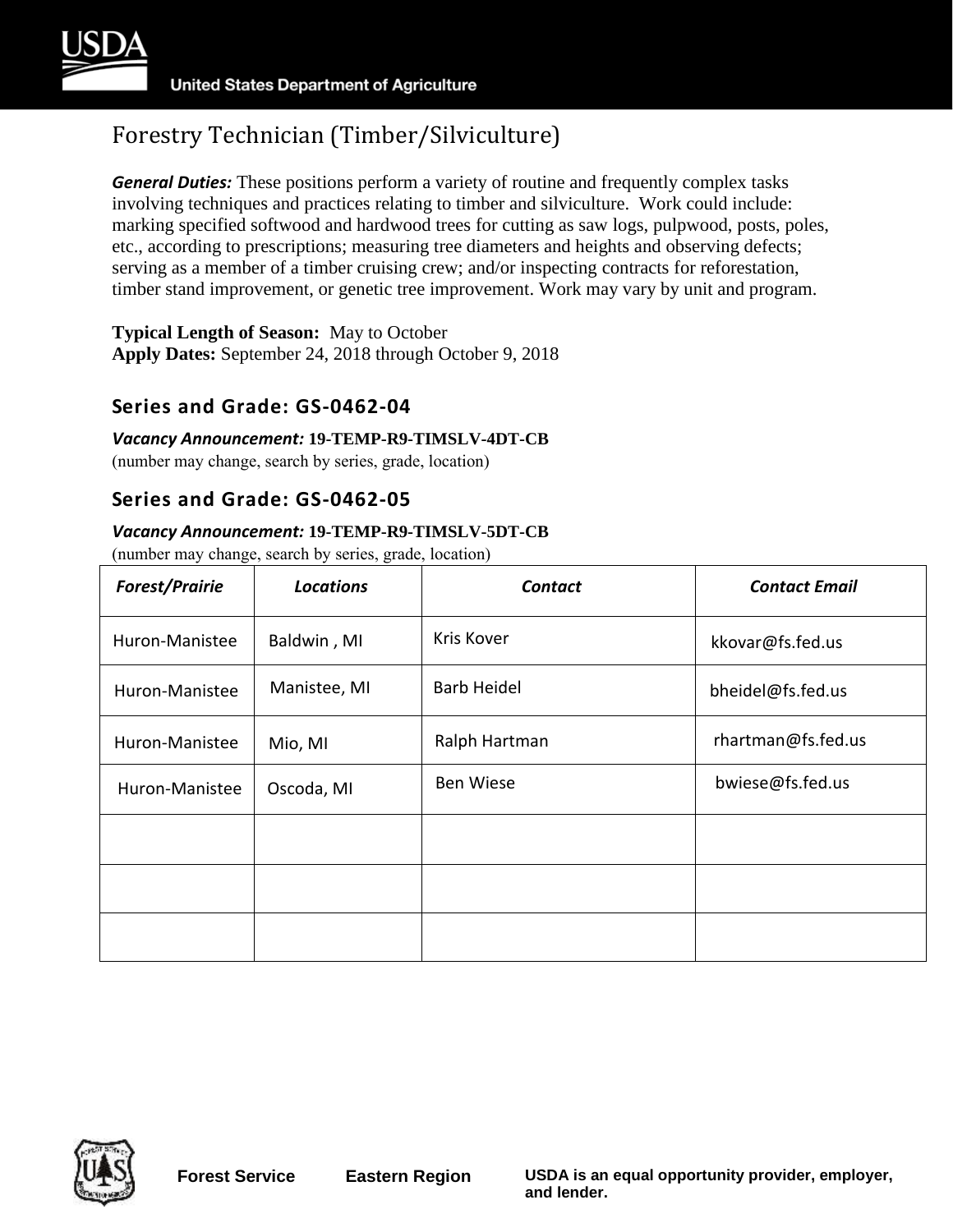# Forestry Technician (Timber/Silviculture)

***General Duties:*** These positions perform a variety of routine and frequently complex tasks involving techniques and practices relating to timber and silviculture. Work could include: marking specified softwood and hardwood trees for cutting as saw logs, pulpwood, posts, poles, etc., according to prescriptions; measuring tree diameters and heights and observing defects; serving as a member of a timber cruising crew; and/or inspecting contracts for reforestation, timber stand improvement, or genetic tree improvement. Work may vary by unit and program.

**Typical Length of Season:** May to October
**Apply Dates:** September 24, 2018 through October 9, 2018

## Series and Grade: GS-0462-04

***Vacancy Announcement:*** **19-TEMP-R9-TIMSLV-4DT-CB**
(number may change, search by series, grade, location)

## Series and Grade: GS-0462-05

***Vacancy Announcement:*** **19-TEMP-R9-TIMSLV-5DT-CB**
(number may change, search by series, grade, location)

| *Forest/Prairie* | *Locations* | *Contact* | *Contact Email* |
|---|---|---|---|
| Huron-Manistee | Baldwin , MI | Kris Kover | kkovar@fs.fed.us |
| Huron-Manistee | Manistee, MI | Barb Heidel | bheidel@fs.fed.us |
| Huron-Manistee | Mio, MI | Ralph Hartman | rhartman@fs.fed.us |
| Huron-Manistee | Oscoda, MI | Ben Wiese | bwiese@fs.fed.us |
| | | | |
| | | | |
| | | | |

**Forest Service** **Eastern Region** **USDA is an equal opportunity provider, employer, and lender.**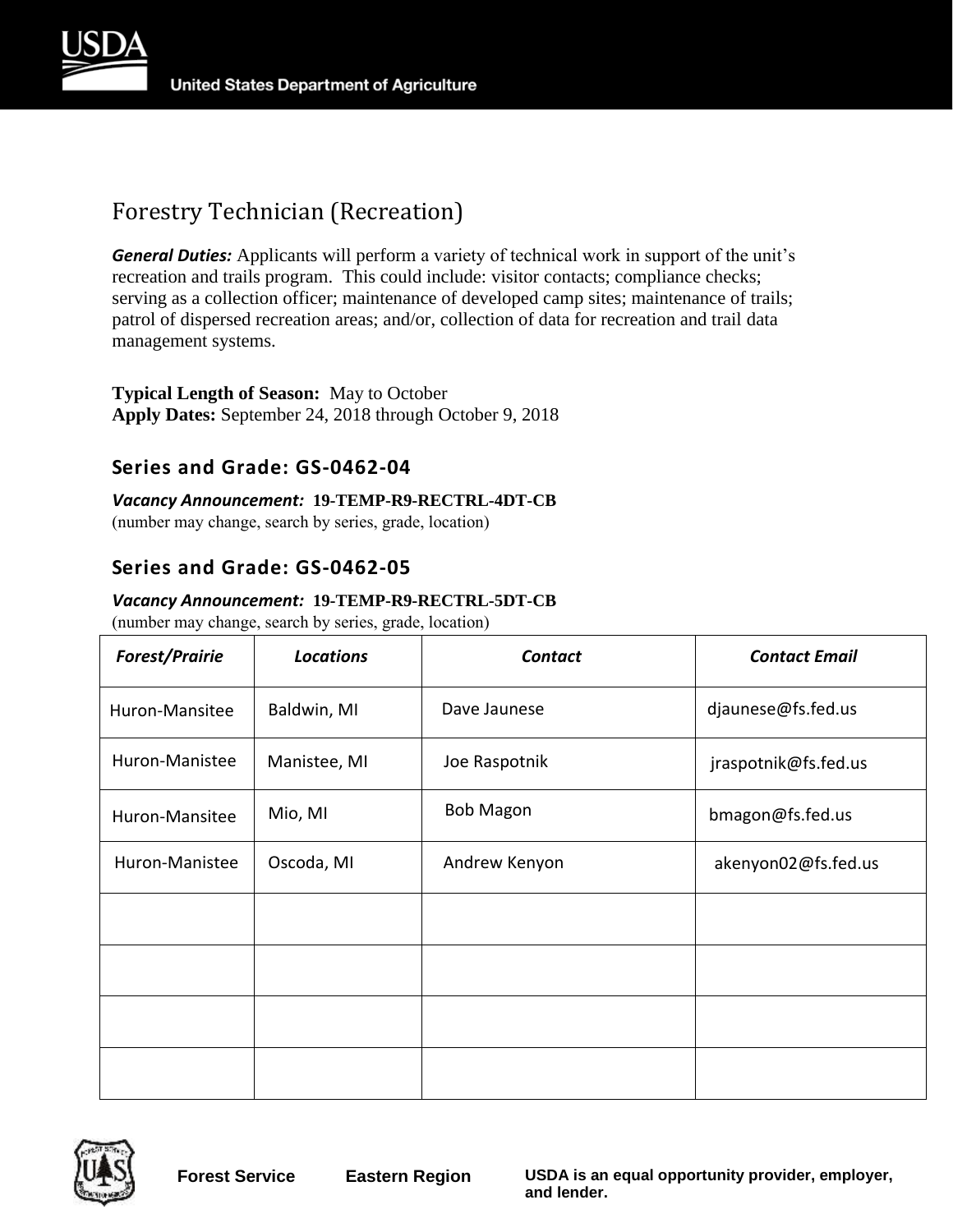# Forestry Technician (Recreation)

***General Duties:*** Applicants will perform a variety of technical work in support of the unit's recreation and trails program. This could include: visitor contacts; compliance checks; serving as a collection officer; maintenance of developed camp sites; maintenance of trails; patrol of dispersed recreation areas; and/or, collection of data for recreation and trail data management systems.

**Typical Length of Season:** May to October
**Apply Dates:** September 24, 2018 through October 9, 2018

### Series and Grade: GS-0462-04

***Vacancy Announcement:*** **19-TEMP-R9-RECTRL-4DT-CB**
(number may change, search by series, grade, location)

### Series and Grade: GS-0462-05

***Vacancy Announcement:*** **19-TEMP-R9-RECTRL-5DT-CB**
(number may change, search by series, grade, location)

| ***Forest/Prairie*** | ***Locations*** | ***Contact*** | ***Contact Email*** |
|---|---|---|---|
| Huron-Mansitee | Baldwin, MI | Dave Jaunese | djaunese@fs.fed.us |
| Huron-Manistee | Manistee, MI | Joe Raspotnik | jraspotnik@fs.fed.us |
| Huron-Mansitee | Mio, MI | Bob Magon | bmagon@fs.fed.us |
| Huron-Manistee | Oscoda, MI | Andrew Kenyon | akenyon02@fs.fed.us |
| | | | |
| | | | |
| | | | |
| | | | |

**Forest Service** **Eastern Region** **USDA is an equal opportunity provider, employer, and lender.**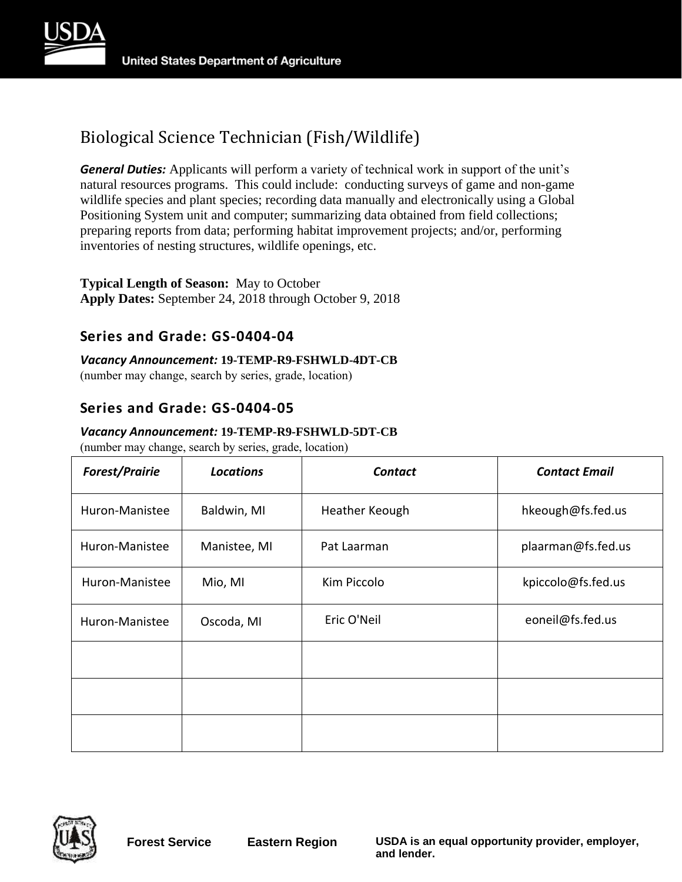# Biological Science Technician (Fish/Wildlife)

***General Duties:*** Applicants will perform a variety of technical work in support of the unit's natural resources programs. This could include: conducting surveys of game and non-game wildlife species and plant species; recording data manually and electronically using a Global Positioning System unit and computer; summarizing data obtained from field collections; preparing reports from data; performing habitat improvement projects; and/or, performing inventories of nesting structures, wildlife openings, etc.

**Typical Length of Season:** May to October
**Apply Dates:** September 24, 2018 through October 9, 2018

## Series and Grade: GS-0404-04

***Vacancy Announcement:*** **19-TEMP-R9-FSHWLD-4DT-CB**
(number may change, search by series, grade, location)

## Series and Grade: GS-0404-05

***Vacancy Announcement:*** **19-TEMP-R9-FSHWLD-5DT-CB**
(number may change, search by series, grade, location)

| *Forest/Prairie* | *Locations* | *Contact* | *Contact Email* |
|---|---|---|---|
| Huron-Manistee | Baldwin, MI | Heather Keough | hkeough@fs.fed.us |
| Huron-Manistee | Manistee, MI | Pat Laarman | plaarman@fs.fed.us |
| Huron-Manistee | Mio, MI | Kim Piccolo | kpiccolo@fs.fed.us |
| Huron-Manistee | Oscoda, MI | Eric O'Neil | eoneil@fs.fed.us |
| | | | |
| | | | |
| | | | |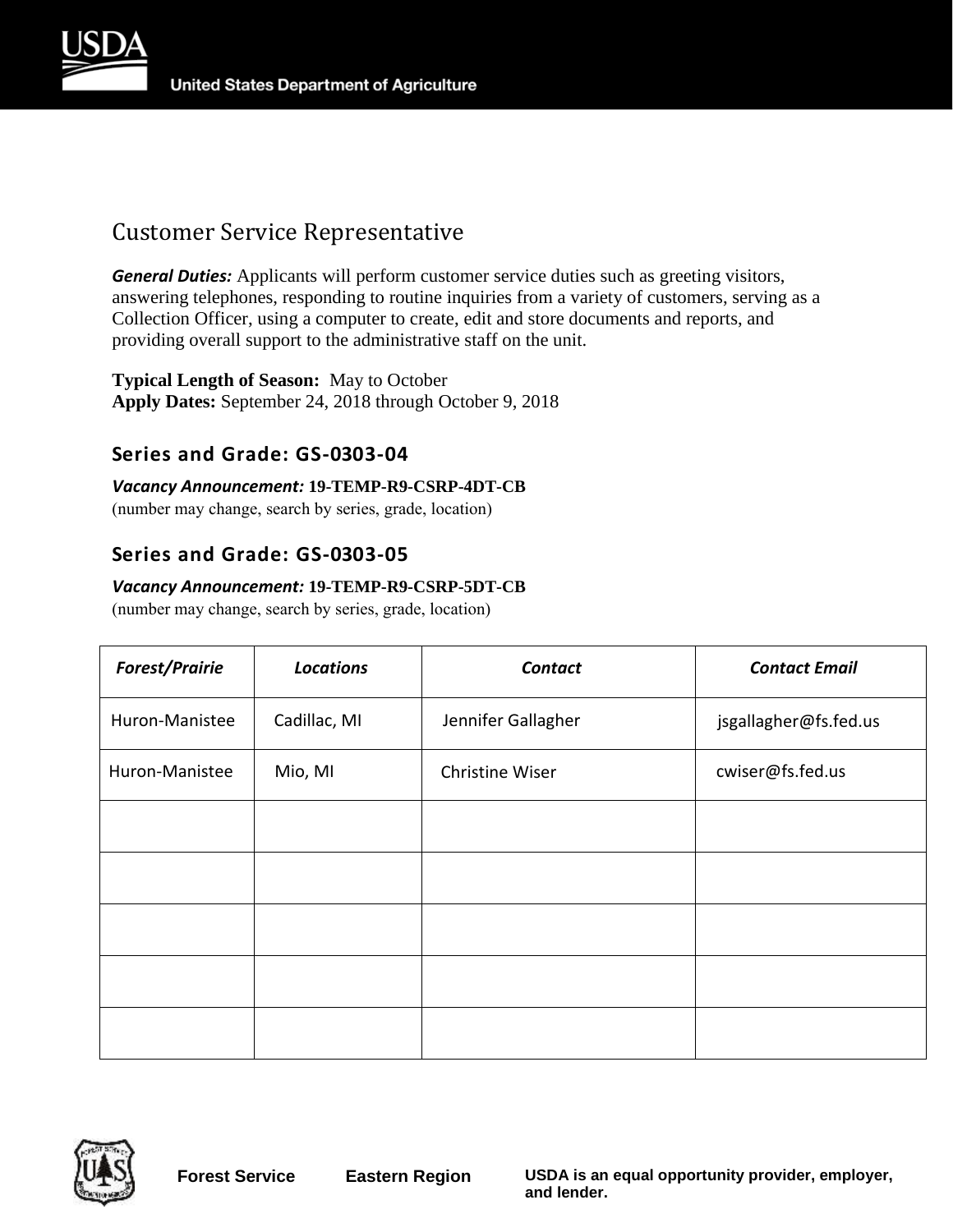# Customer Service Representative

***General Duties:*** Applicants will perform customer service duties such as greeting visitors, answering telephones, responding to routine inquiries from a variety of customers, serving as a Collection Officer, using a computer to create, edit and store documents and reports, and providing overall support to the administrative staff on the unit.

**Typical Length of Season:** May to October
**Apply Dates:** September 24, 2018 through October 9, 2018

## Series and Grade: GS-0303-04

***Vacancy Announcement:*** **19-TEMP-R9-CSRP-4DT-CB**
(number may change, search by series, grade, location)

## Series and Grade: GS-0303-05

***Vacancy Announcement:*** **19-TEMP-R9-CSRP-5DT-CB**
(number may change, search by series, grade, location)

| *Forest/Prairie* | *Locations* | *Contact* | *Contact Email* |
|---|---|---|---|
| Huron-Manistee | Cadillac, MI | Jennifer Gallagher | jsgallagher@fs.fed.us |
| Huron-Manistee | Mio, MI | Christine Wiser | cwiser@fs.fed.us |
| | | | |
| | | | |
| | | | |
| | | | |
| | | | |

Forest Service Eastern Region USDA is an equal opportunity provider, employer, and lender.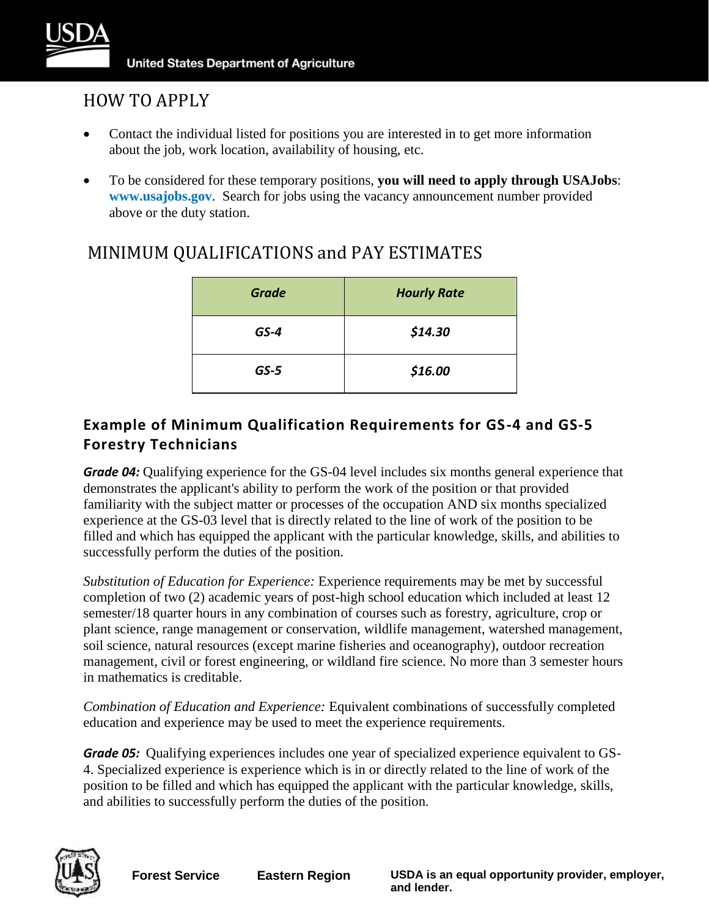## HOW TO APPLY

- Contact the individual listed for positions you are interested in to get more information about the job, work location, availability of housing, etc.
- To be considered for these temporary positions, **you will need to apply through USAJobs**: **www.usajobs.gov**. Search for jobs using the vacancy announcement number provided above or the duty station.

## MINIMUM QUALIFICATIONS and PAY ESTIMATES

| ***Grade*** | ***Hourly Rate*** |
| --- | --- |
| ***GS-4*** | ***$14.30*** |
| ***GS-5*** | ***$16.00*** |

### Example of Minimum Qualification Requirements for GS-4 and GS-5 Forestry Technicians

***Grade 04:*** Qualifying experience for the GS-04 level includes six months general experience that demonstrates the applicant's ability to perform the work of the position or that provided familiarity with the subject matter or processes of the occupation AND six months specialized experience at the GS-03 level that is directly related to the line of work of the position to be filled and which has equipped the applicant with the particular knowledge, skills, and abilities to successfully perform the duties of the position.

*Substitution of Education for Experience:* Experience requirements may be met by successful completion of two (2) academic years of post-high school education which included at least 12 semester/18 quarter hours in any combination of courses such as forestry, agriculture, crop or plant science, range management or conservation, wildlife management, watershed management, soil science, natural resources (except marine fisheries and oceanography), outdoor recreation management, civil or forest engineering, or wildland fire science. No more than 3 semester hours in mathematics is creditable.

*Combination of Education and Experience:* Equivalent combinations of successfully completed education and experience may be used to meet the experience requirements.

***Grade 05:*** Qualifying experiences includes one year of specialized experience equivalent to GS-4. Specialized experience is experience which is in or directly related to the line of work of the position to be filled and which has equipped the applicant with the particular knowledge, skills, and abilities to successfully perform the duties of the position.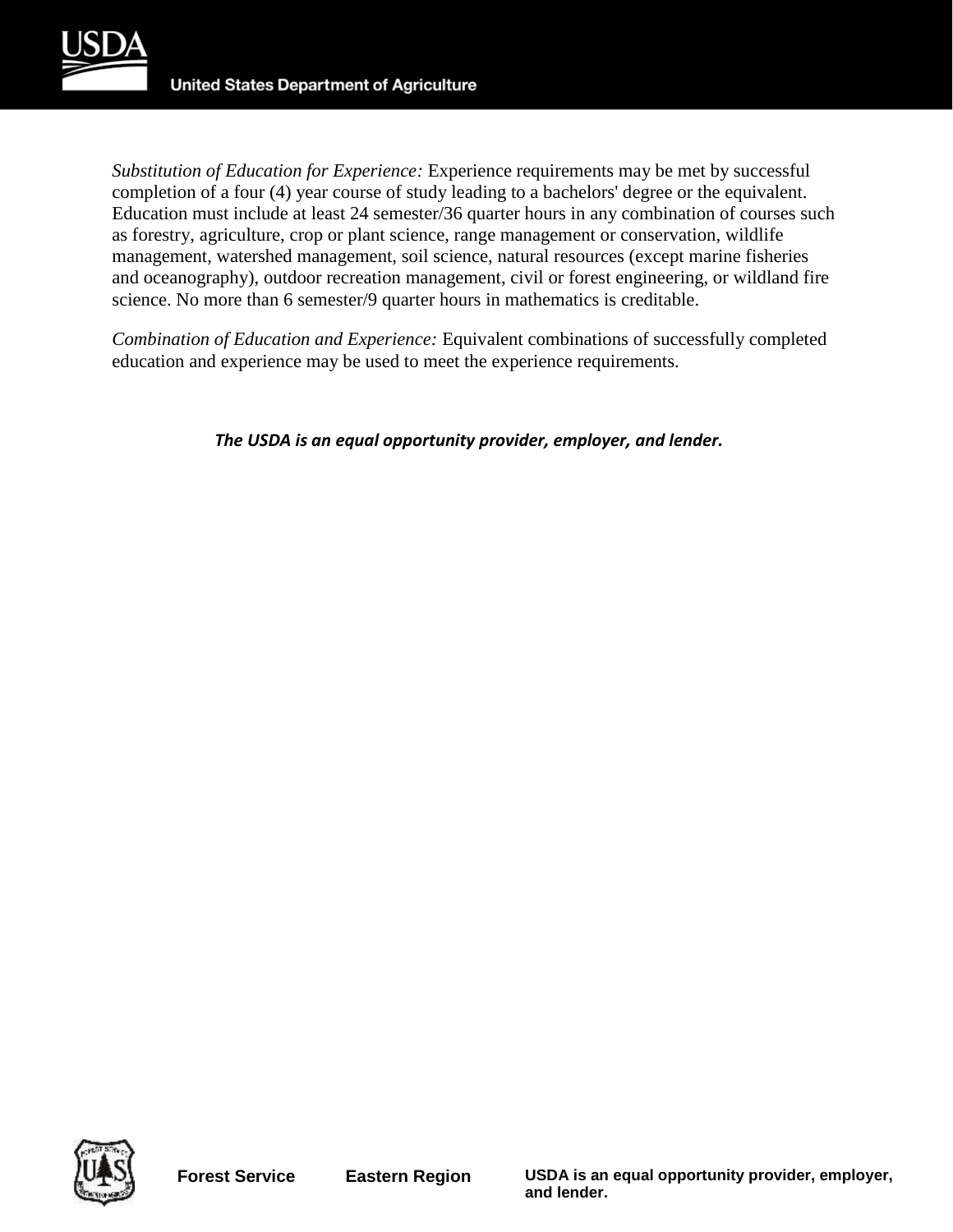*Substitution of Education for Experience:* Experience requirements may be met by successful completion of a four (4) year course of study leading to a bachelors' degree or the equivalent. Education must include at least 24 semester/36 quarter hours in any combination of courses such as forestry, agriculture, crop or plant science, range management or conservation, wildlife management, watershed management, soil science, natural resources (except marine fisheries and oceanography), outdoor recreation management, civil or forest engineering, or wildland fire science. No more than 6 semester/9 quarter hours in mathematics is creditable.

*Combination of Education and Experience:* Equivalent combinations of successfully completed education and experience may be used to meet the experience requirements.

***The USDA is an equal opportunity provider, employer, and lender.***